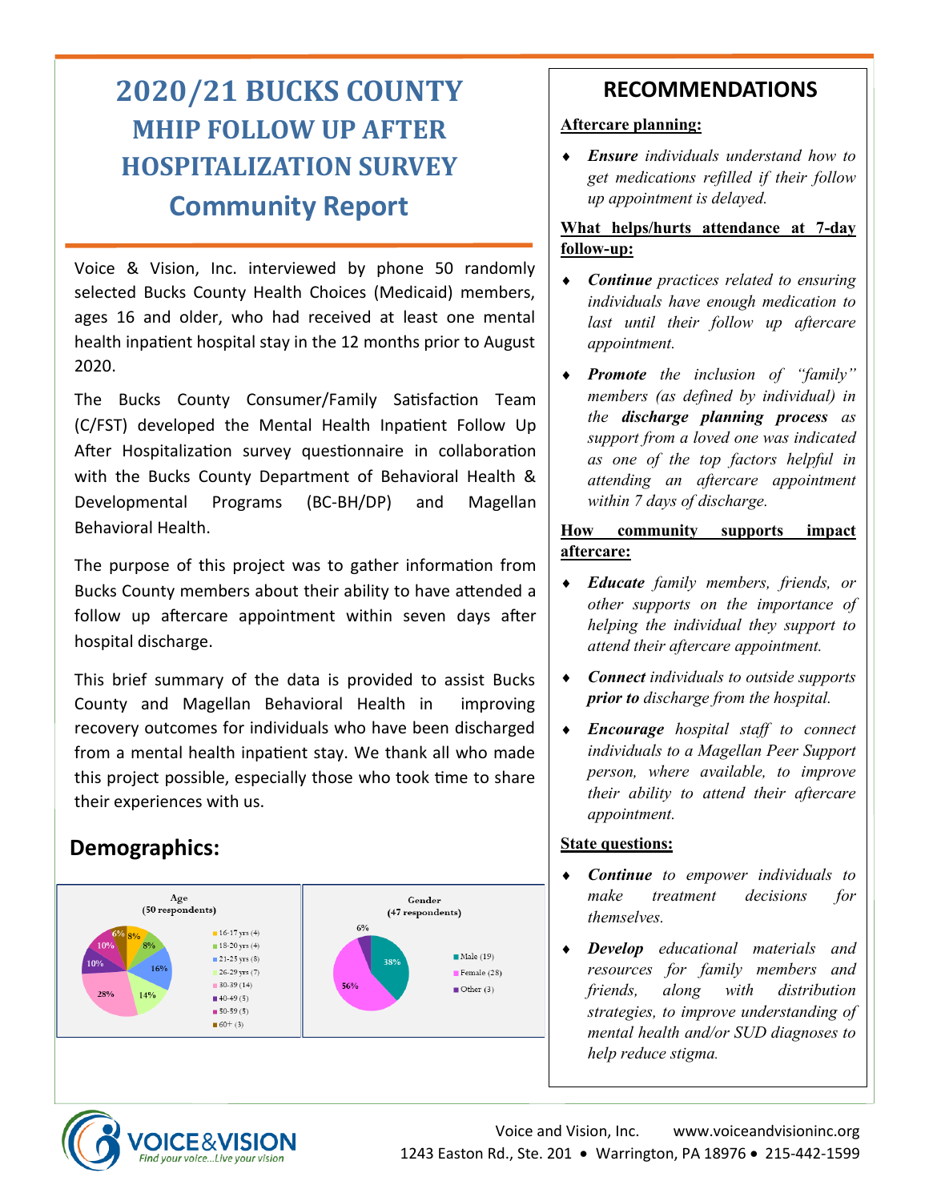# 2020/21 BUCKS COUNTY MHIP FOLLOW UP AFTER HOSPITALIZATION SURVEY

## Community Report

Voice & Vision, Inc. interviewed by phone 50 randomly selected Bucks County Health Choices (Medicaid) members, ages 16 and older, who had received at least one mental health inpatient hospital stay in the 12 months prior to August 2020.

The Bucks County Consumer/Family Satisfaction Team (C/FST) developed the Mental Health Inpatient Follow Up After Hospitalization survey questionnaire in collaboration with the Bucks County Department of Behavioral Health & Developmental Programs (BC-BH/DP) and Magellan Behavioral Health.

The purpose of this project was to gather information from Bucks County members about their ability to have attended a follow up aftercare appointment within seven days after hospital discharge.

This brief summary of the data is provided to assist Bucks County and Magellan Behavioral Health in improving recovery outcomes for individuals who have been discharged from a mental health inpatient stay. We thank all who made this project possible, especially those who took time to share their experiences with us.

## Demographics:

**Age (50 respondents)**

| Age | Count | Percent |
|---|---|---|
| 16-17 yrs | 4 | 8% |
| 18-20 yrs | 4 | 8% |
| 21-25 yrs | 8 | 16% |
| 26-29 yrs | 7 | 14% |
| 30-39 | 14 | 28% |
| 40-49 | 5 | 10% |
| 50-59 | 5 | 10% |
| 60+ | 3 | 6% |

**Gender (47 respondents)**

| Gender | Count | Percent |
|---|---|---|
| Male | 19 | 38% |
| Female | 28 | 56% |
| Other | 3 | 6% |

## RECOMMENDATIONS

**Aftercare planning:**

- ***Ensure*** *individuals understand how to get medications refilled if their follow up appointment is delayed.*

**What helps/hurts attendance at 7-day follow-up:**

- ***Continue*** *practices related to ensuring individuals have enough medication to last until their follow up aftercare appointment.*
- ***Promote*** *the inclusion of "family" members (as defined by individual) in the* ***discharge planning process*** *as support from a loved one was indicated as one of the top factors helpful in attending an aftercare appointment within 7 days of discharge.*

**How community supports impact aftercare:**

- ***Educate*** *family members, friends, or other supports on the importance of helping the individual they support to attend their aftercare appointment.*
- ***Connect*** *individuals to outside supports* ***prior to*** *discharge from the hospital.*
- ***Encourage*** *hospital staff to connect individuals to a Magellan Peer Support person, where available, to improve their ability to attend their aftercare appointment.*

**State questions:**

- ***Continue*** *to empower individuals to make treatment decisions for themselves.*
- ***Develop*** *educational materials and resources for family members and friends, along with distribution strategies, to improve understanding of mental health and/or SUD diagnoses to help reduce stigma.*

VOICE&VISION — Find your voice...Live your vision

Voice and Vision, Inc. www.voiceandvisioninc.org
1243 Easton Rd., Ste. 201 • Warrington, PA 18976 • 215-442-1599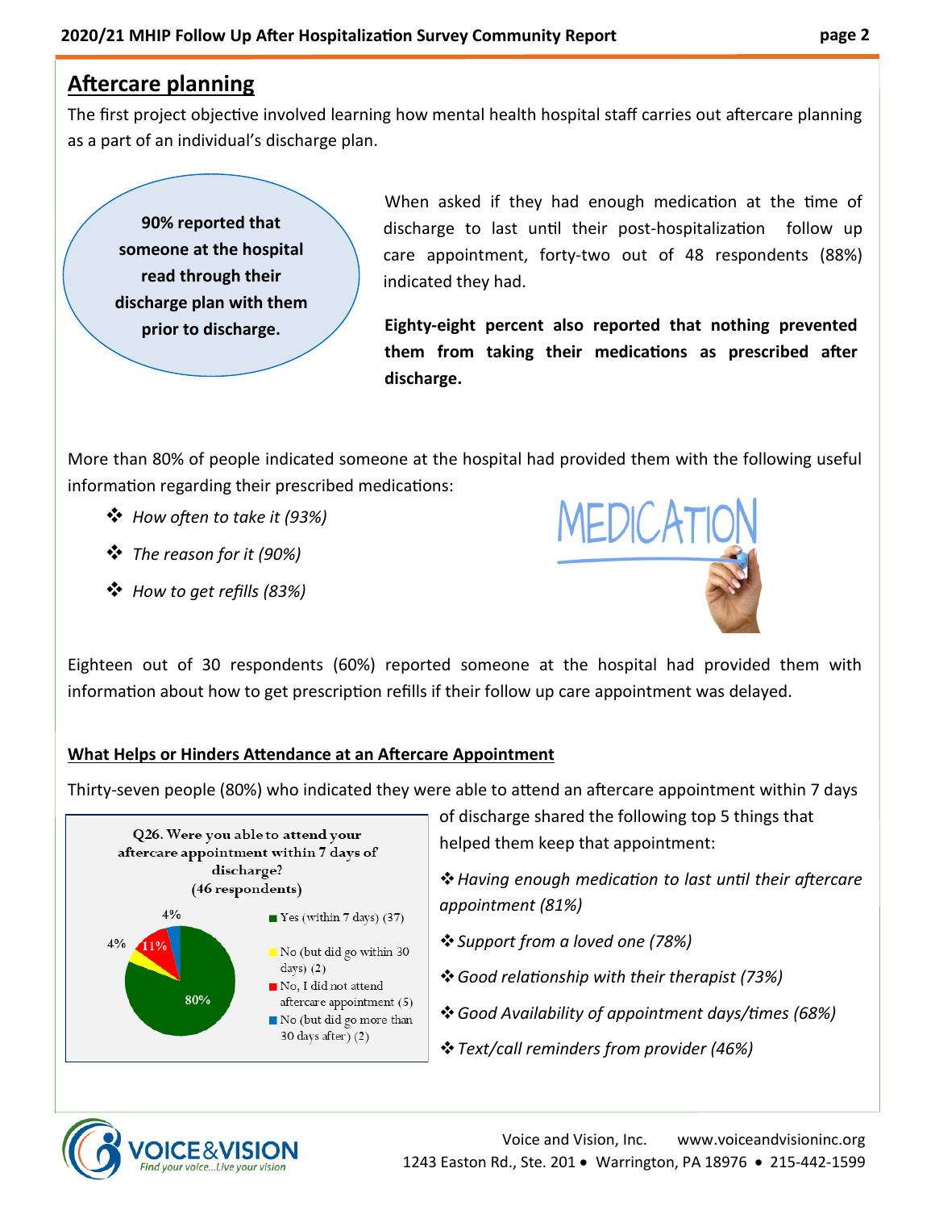## Aftercare planning

The first project objective involved learning how mental health hospital staff carries out aftercare planning as a part of an individual's discharge plan.

**90% reported that someone at the hospital read through their discharge plan with them prior to discharge.**

When asked if they had enough medication at the time of discharge to last until their post-hospitalization follow up care appointment, forty-two out of 48 respondents (88%) indicated they had.

**Eighty-eight percent also reported that nothing prevented them from taking their medications as prescribed after discharge.**

More than 80% of people indicated someone at the hospital had provided them with the following useful information regarding their prescribed medications:

- *How often to take it (93%)*
- *The reason for it (90%)*
- *How to get refills (83%)*

MEDICATION

Eighteen out of 30 respondents (60%) reported someone at the hospital had provided them with information about how to get prescription refills if their follow up care appointment was delayed.

### What Helps or Hinders Attendance at an Aftercare Appointment

Thirty-seven people (80%) who indicated they were able to attend an aftercare appointment within 7 days of discharge shared the following top 5 things that helped them keep that appointment:

- *Having enough medication to last until their aftercare appointment (81%)*
- *Support from a loved one (78%)*
- *Good relationship with their therapist (73%)*
- *Good Availability of appointment days/times (68%)*
- *Text/call reminders from provider (46%)*

**Q26. Were you able to attend your aftercare appointment within 7 days of discharge? (46 respondents)**

- Yes (within 7 days) (37) — 80%
- No (but did go within 30 days) (2) — 4%
- No, I did not attend aftercare appointment (5) — 11%
- No (but did go more than 30 days after) (2) — 4%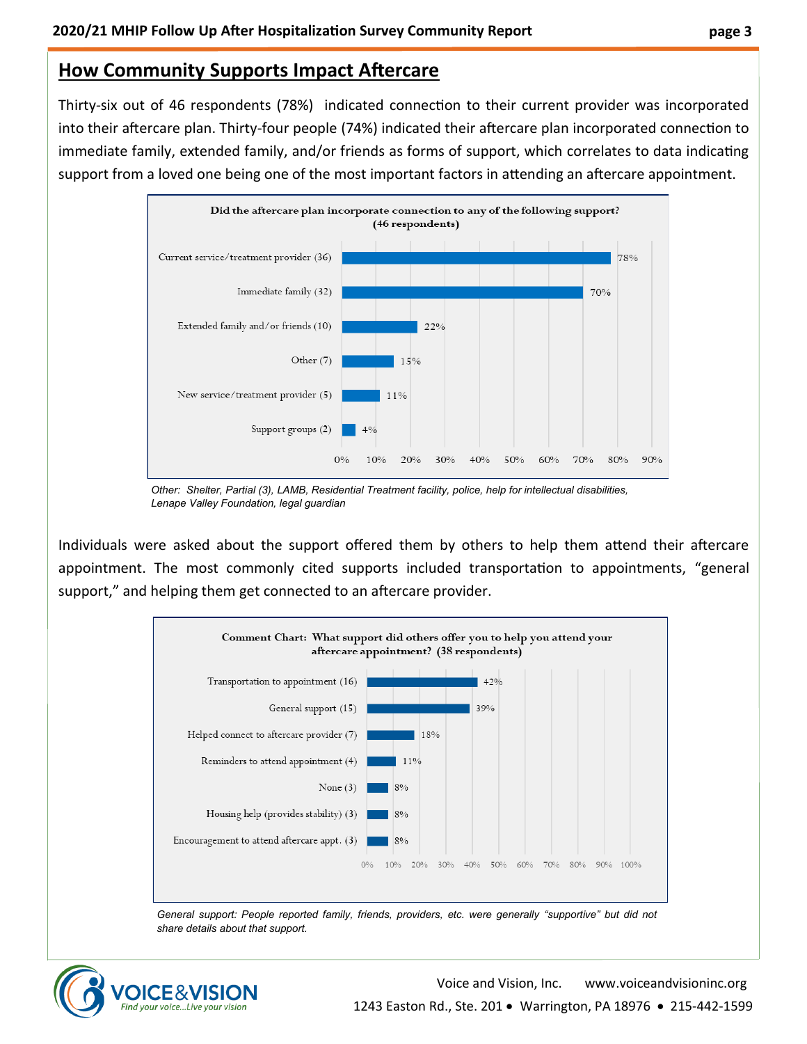## How Community Supports Impact Aftercare

Thirty-six out of 46 respondents (78%) indicated connection to their current provider was incorporated into their aftercare plan. Thirty-four people (74%) indicated their aftercare plan incorporated connection to immediate family, extended family, and/or friends as forms of support, which correlates to data indicating support from a loved one being one of the most important factors in attending an aftercare appointment.

**Did the aftercare plan incorporate connection to any of the following support? (46 respondents)**

| Support | Percent |
|---|---|
| Current service/treatment provider (36) | 78% |
| Immediate family (32) | 70% |
| Extended family and/or friends (10) | 22% |
| Other (7) | 15% |
| New service/treatment provider (5) | 11% |
| Support groups (2) | 4% |

*Other: Shelter, Partial (3), LAMB, Residential Treatment facility, police, help for intellectual disabilities, Lenape Valley Foundation, legal guardian*

Individuals were asked about the support offered them by others to help them attend their aftercare appointment. The most commonly cited supports included transportation to appointments, "general support," and helping them get connected to an aftercare provider.

**Comment Chart: What support did others offer you to help you attend your aftercare appointment? (38 respondents)**

| Support | Percent |
|---|---|
| Transportation to appointment (16) | 42% |
| General support (15) | 39% |
| Helped connect to aftercare provider (7) | 18% |
| Reminders to attend appointment (4) | 11% |
| None (3) | 8% |
| Housing help (provides stability) (3) | 8% |
| Encouragement to attend aftercare appt. (3) | 8% |

*General support: People reported family, friends, providers, etc. were generally "supportive" but did not share details about that support.*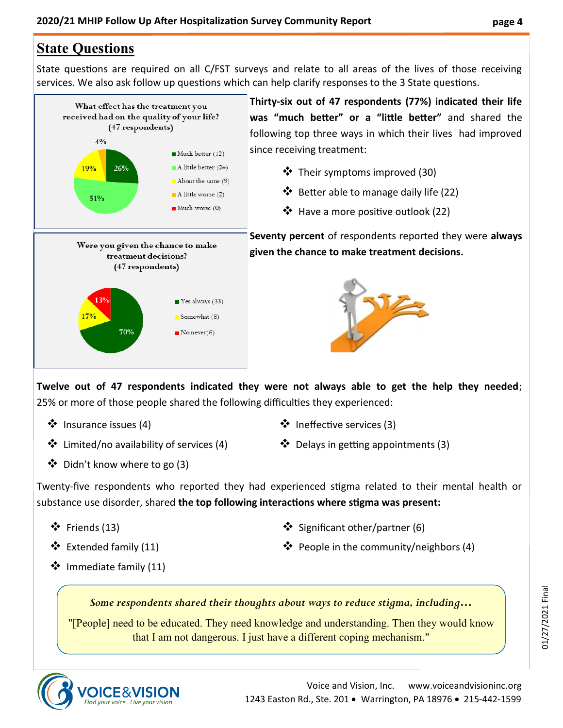## State Questions

State questions are required on all C/FST surveys and relate to all areas of the lives of those receiving services. We also ask follow up questions which can help clarify responses to the 3 State questions.

What effect has the treatment you received had on the quality of your life? (47 respondents)

4%
19%
26%
51%

Much better (12)
A little better (24)
About the same (9)
A little worse (2)
Much worse (0)

**Thirty-six out of 47 respondents (77%) indicated their life was "much better" or a "little better"** and shared the following top three ways in which their lives had improved since receiving treatment:

- Their symptoms improved (30)
- Better able to manage daily life (22)
- Have a more positive outlook (22)

Were you given the chance to make treatment decisions? (47 respondents)

13%
17%
70%

Yes always (33)
Somewhat (8)
No never(6)

**Seventy percent** of respondents reported they were **always given the chance to make treatment decisions.**

**Twelve out of 47 respondents indicated they were not always able to get the help they needed**; 25% or more of those people shared the following difficulties they experienced:

- Insurance issues (4)
- Limited/no availability of services (4)
- Didn't know where to go (3)
- Ineffective services (3)
- Delays in getting appointments (3)

Twenty-five respondents who reported they had experienced stigma related to their mental health or substance use disorder, shared **the top following interactions where stigma was present:**

- Friends (13)
- Extended family (11)
- Immediate family (11)
- Significant other/partner (6)
- People in the community/neighbors (4)

*Some respondents shared their thoughts about ways to reduce stigma, including…*

"[People] need to be educated. They need knowledge and understanding. Then they would know that I am not dangerous. I just have a different coping mechanism."

VOICE&VISION
*Find your voice...Live your vision*

Voice and Vision, Inc. www.voiceandvisioninc.org
1243 Easton Rd., Ste. 201 • Warrington, PA 18976 • 215-442-1599